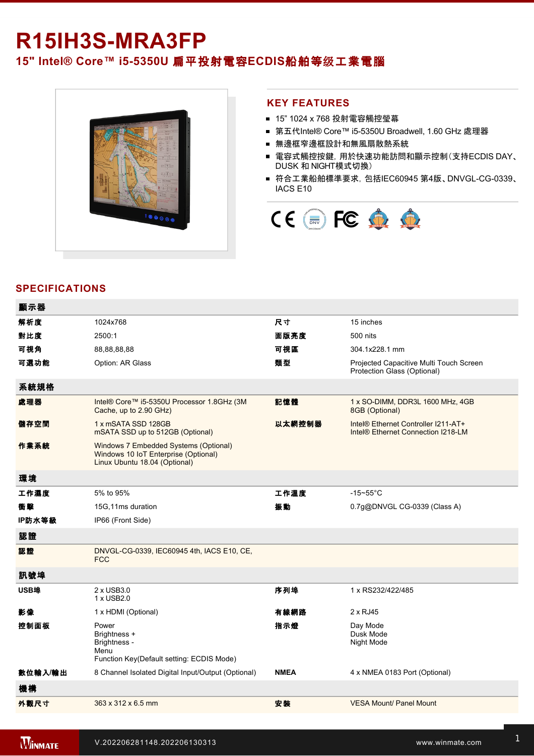# R15IH3S-MRA3FP

## 15" Intel® Core™ i5-5350U 扁平投射電容ECDIS船舶等级工業電腦

## KEY FEATURES

- 15" 1024 x 768 投射電容觸控螢幕
- 第五代Intel® Core™ i5-5350U Broadwell, 1.60 GHz 處理器
- 無邊框窄邊框設計和無風扇散熱系統
- 電容式觸控按鍵，用於快速功能訪問和顯示控制（支持ECDIS DAY、DUSK 和 NIGHT模式切換）
- 符合工業船舶標準要求，包括IEC60945 第4版、DNVGL-CG-0339、IACS E10

## SPECIFICATIONS

| 顯示器 | | | |
|---|---|---|---|
| 解析度 | 1024x768 | 尺寸 | 15 inches |
| 對比度 | 2500:1 | 面版亮度 | 500 nits |
| 可視角 | 88,88,88,88 | 可視區 | 304.1x228.1 mm |
| 可選功能 | Option: AR Glass | 類型 | Projected Capacitive Multi Touch Screen<br>Protection Glass (Optional) |
| **系統規格** | | | |
| 處理器 | Intel® Core™ i5-5350U Processor 1.8GHz (3M Cache, up to 2.90 GHz) | 記憶體 | 1 x SO-DIMM, DDR3L 1600 MHz, 4GB<br>8GB (Optional) |
| 儲存空間 | 1 x mSATA SSD 128GB<br>mSATA SSD up to 512GB (Optional) | 以太網控制器 | Intel® Ethernet Controller I211-AT+<br>Intel® Ethernet Connection I218-LM |
| 作業系統 | Windows 7 Embedded Systems (Optional)<br>Windows 10 IoT Enterprise (Optional)<br>Linux Ubuntu 18.04 (Optional) | | |
| **環境** | | | |
| 工作濕度 | 5% to 95% | 工作溫度 | -15~55°C |
| 衝擊 | 15G,11ms duration | 振動 | 0.7g@DNVGL CG-0339 (Class A) |
| IP防水等級 | IP66 (Front Side) | | |
| **認證** | | | |
| 認證 | DNVGL-CG-0339, IEC60945 4th, IACS E10, CE, FCC | | |
| **訊號埠** | | | |
| USB埠 | 2 x USB3.0<br>1 x USB2.0 | 序列埠 | 1 x RS232/422/485 |
| 影像 | 1 x HDMI (Optional) | 有線網路 | 2 x RJ45 |
| 控制面板 | Power<br>Brightness +<br>Brightness -<br>Menu<br>Function Key(Default setting: ECDIS Mode) | 指示燈 | Day Mode<br>Dusk Mode<br>Night Mode |
| 數位輸入/輸出 | 8 Channel Isolated Digital Input/Output (Optional) | NMEA | 4 x NMEA 0183 Port (Optional) |
| **機構** | | | |
| 外觀尺寸 | 363 x 312 x 6.5 mm | 安裝 | VESA Mount/ Panel Mount |

V.202206281148.202206130313 www.winmate.com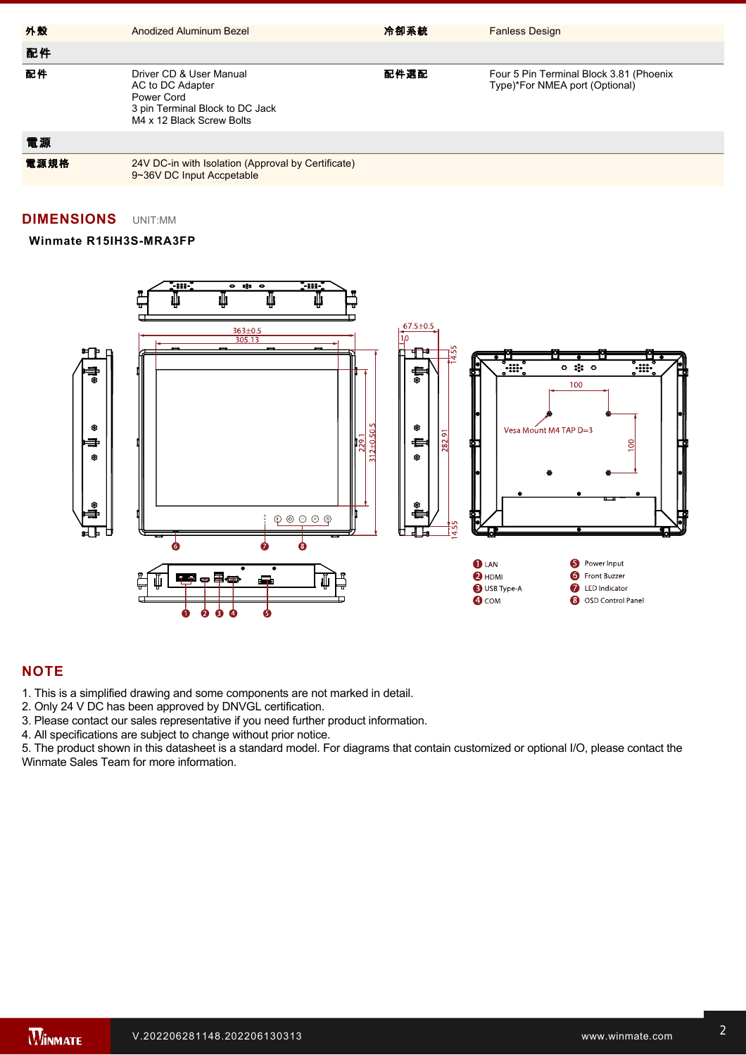| | | | |
|---|---|---|---|
| 外殼 | Anodized Aluminum Bezel | 冷卻系統 | Fanless Design |
| **配件** | | | |
| 配件 | Driver CD & User Manual<br>AC to DC Adapter<br>Power Cord<br>3 pin Terminal Block to DC Jack<br>M4 x 12 Black Screw Bolts | 配件選配 | Four 5 Pin Terminal Block 3.81 (Phoenix Type)*For NMEA port (Optional) |
| **電源** | | | |
| 電源規格 | 24V DC-in with Isolation (Approval by Certificate)<br>9~36V DC Input Accpetable | | |

## DIMENSIONS UNIT:MM

**Winmate R15IH3S-MRA3FP**

363±0.5
305.13
229.1
312±0.50.5
67.5±0.5
1.0
14.55
282.91
14.55
100
100
Vesa Mount M4 TAP D=3

1 LAN
2 HDMI
3 USB Type-A
4 COM
5 Power Input
6 Front Buzzer
7 LED Indicator
8 OSD Control Panel

## NOTE

1. This is a simplified drawing and some components are not marked in detail.
2. Only 24 V DC has been approved by DNVGL certification.
3. Please contact our sales representative if you need further product information.
4. All specifications are subject to change without prior notice.
5. The product shown in this datasheet is a standard model. For diagrams that contain customized or optional I/O, please contact the Winmate Sales Team for more information.